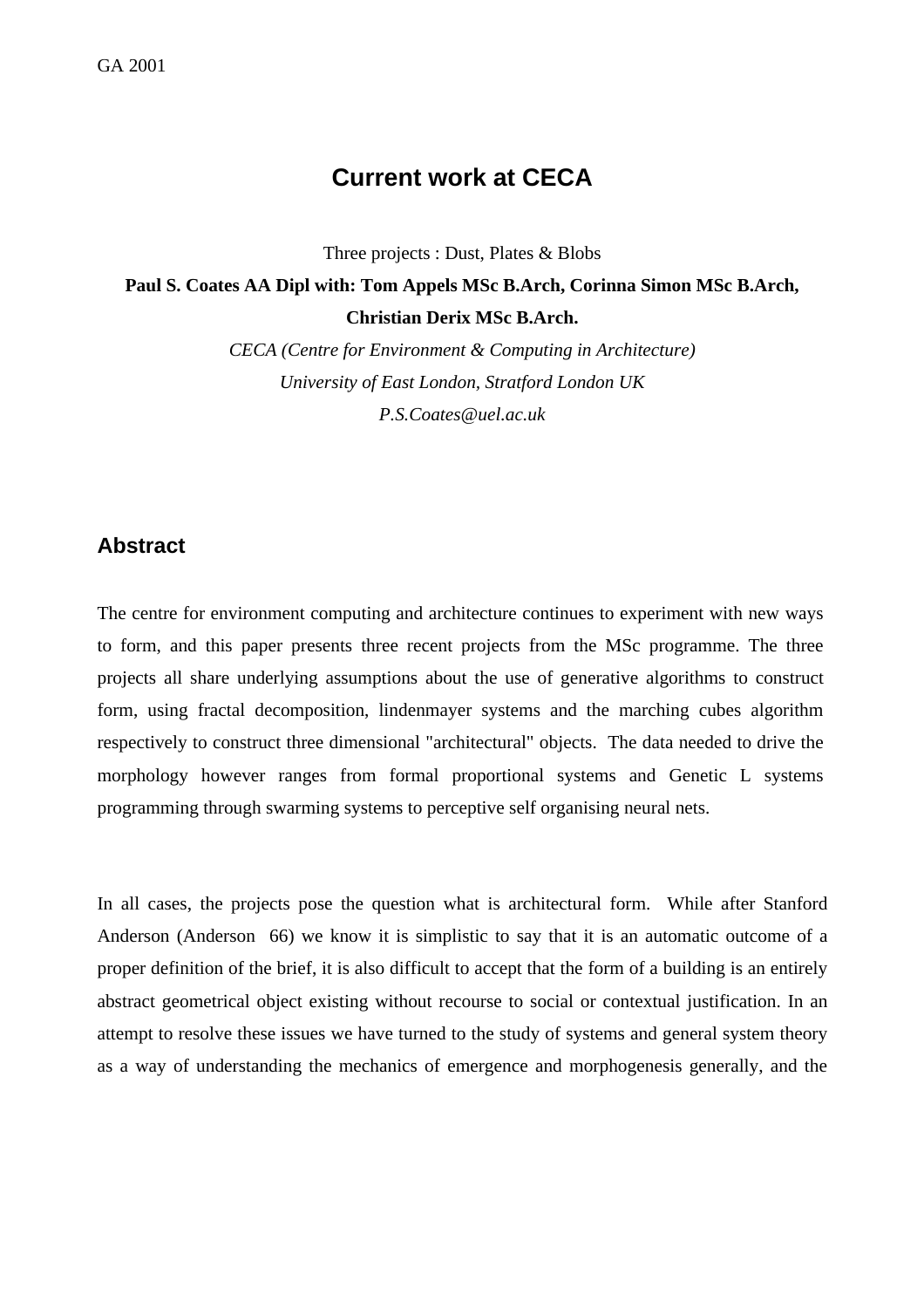# Current work at CECA

Three projects : Dust, Plates & Blobs

**Paul S. Coates AA Dipl with: Tom Appels MSc B.Arch, Corinna Simon MSc B.Arch, Christian Derix MSc B.Arch.**

*CECA (Centre for Environment & Computing in Architecture)*

*University of East London, Stratford London UK*

*P.S.Coates@uel.ac.uk*

## Abstract

The centre for environment computing and architecture continues to experiment with new ways to form, and this paper presents three recent projects from the MSc programme. The three projects all share underlying assumptions about the use of generative algorithms to construct form, using fractal decomposition, lindenmayer systems and the marching cubes algorithm respectively to construct three dimensional "architectural" objects. The data needed to drive the morphology however ranges from formal proportional systems and Genetic L systems programming through swarming systems to perceptive self organising neural nets.

In all cases, the projects pose the question what is architectural form. While after Stanford Anderson (Anderson 66) we know it is simplistic to say that it is an automatic outcome of a proper definition of the brief, it is also difficult to accept that the form of a building is an entirely abstract geometrical object existing without recourse to social or contextual justification. In an attempt to resolve these issues we have turned to the study of systems and general system theory as a way of understanding the mechanics of emergence and morphogenesis generally, and the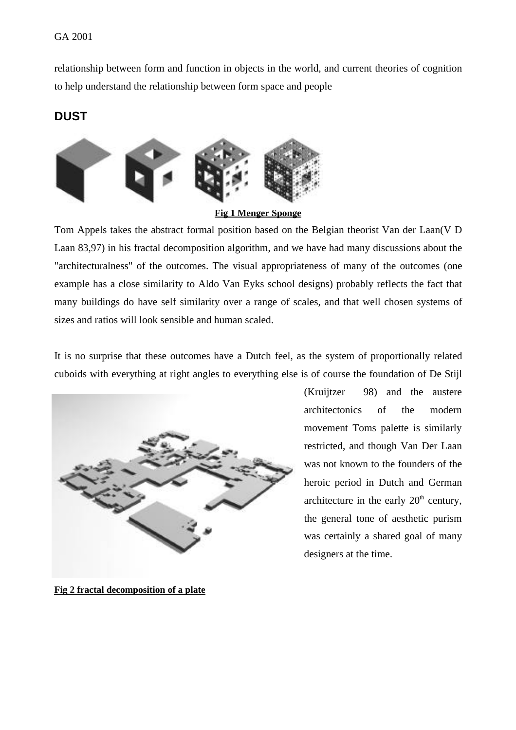relationship between form and function in objects in the world, and current theories of cognition to help understand the relationship between form space and people

## DUST

**Fig 1 Menger Sponge**

Tom Appels takes the abstract formal position based on the Belgian theorist Van der Laan(V D Laan 83,97) in his fractal decomposition algorithm, and we have had many discussions about the "architecturalness" of the outcomes. The visual appropriateness of many of the outcomes (one example has a close similarity to Aldo Van Eyks school designs) probably reflects the fact that many buildings do have self similarity over a range of scales, and that well chosen systems of sizes and ratios will look sensible and human scaled.

It is no surprise that these outcomes have a Dutch feel, as the system of proportionally related cuboids with everything at right angles to everything else is of course the foundation of De Stijl (Kruijtzer 98) and the austere architectonics of the modern movement Toms palette is similarly restricted, and though Van Der Laan was not known to the founders of the heroic period in Dutch and German architecture in the early 20th century, the general tone of aesthetic purism was certainly a shared goal of many designers at the time.

**Fig 2 fractal decomposition of a plate**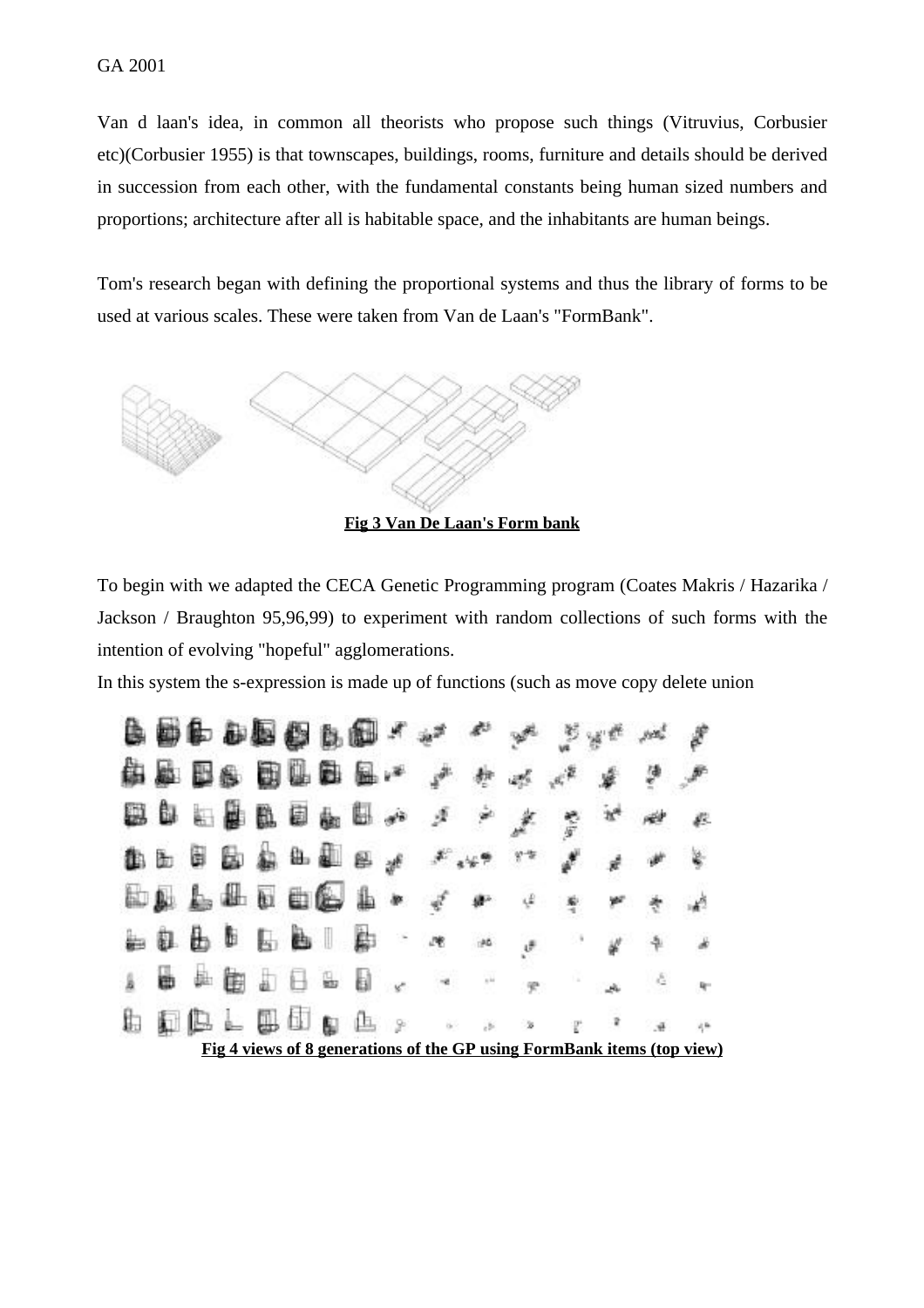Van d laan's idea, in common all theorists who propose such things (Vitruvius, Corbusier etc)(Corbusier 1955) is that townscapes, buildings, rooms, furniture and details should be derived in succession from each other, with the fundamental constants being human sized numbers and proportions; architecture after all is habitable space, and the inhabitants are human beings.

Tom's research began with defining the proportional systems and thus the library of forms to be used at various scales. These were taken from Van de Laan's "FormBank".

**Fig 3 Van De Laan's Form bank**

To begin with we adapted the CECA Genetic Programming program (Coates Makris / Hazarika / Jackson / Braughton 95,96,99) to experiment with random collections of such forms with the intention of evolving "hopeful" agglomerations.

In this system the s-expression is made up of functions (such as move copy delete union

**Fig 4 views of 8 generations of the GP using FormBank items (top view)**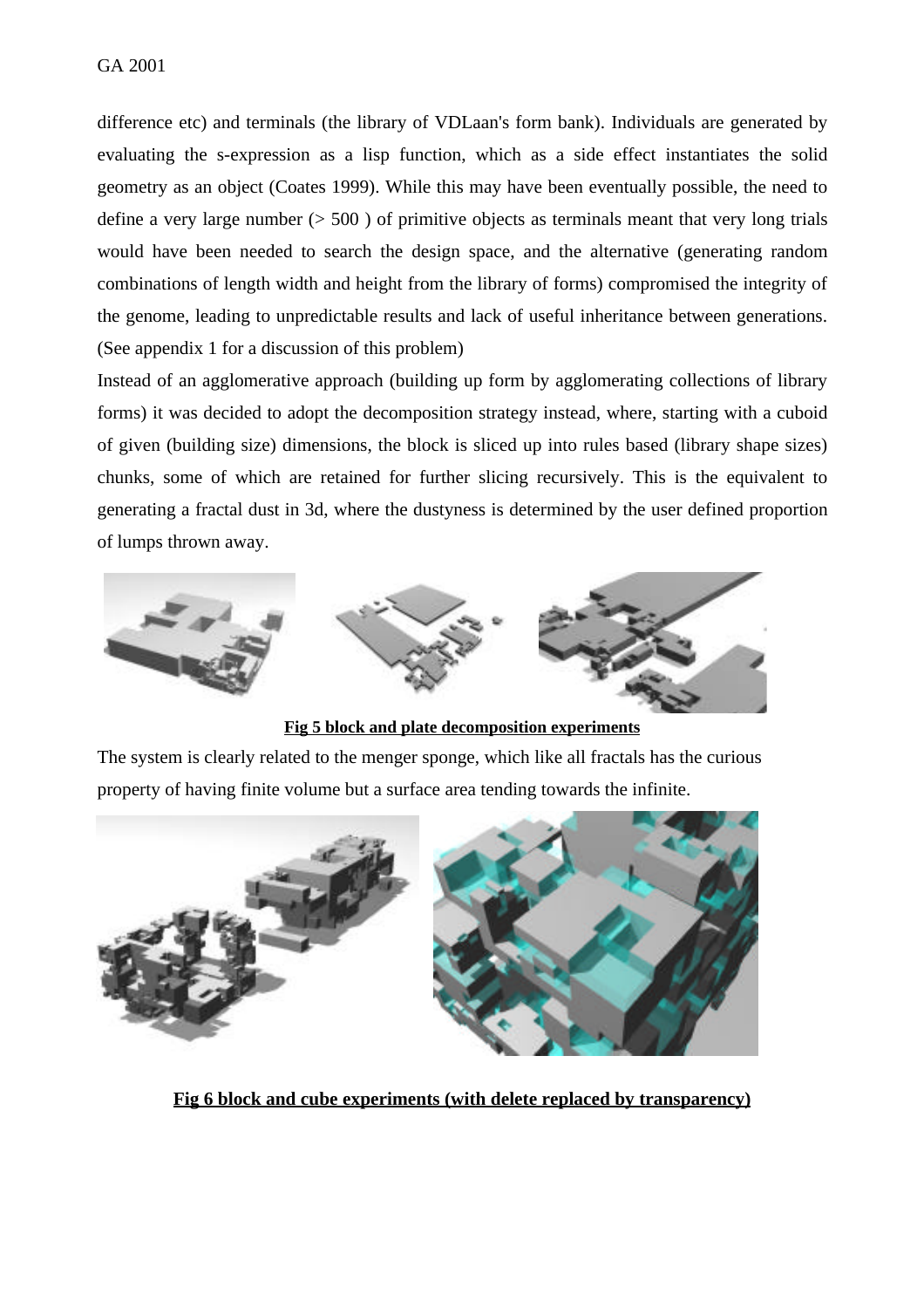difference etc) and terminals (the library of VDLaan's form bank). Individuals are generated by evaluating the s-expression as a lisp function, which as a side effect instantiates the solid geometry as an object (Coates 1999). While this may have been eventually possible, the need to define a very large number (> 500 ) of primitive objects as terminals meant that very long trials would have been needed to search the design space, and the alternative (generating random combinations of length width and height from the library of forms) compromised the integrity of the genome, leading to unpredictable results and lack of useful inheritance between generations. (See appendix 1 for a discussion of this problem)

Instead of an agglomerative approach (building up form by agglomerating collections of library forms) it was decided to adopt the decomposition strategy instead, where, starting with a cuboid of given (building size) dimensions, the block is sliced up into rules based (library shape sizes) chunks, some of which are retained for further slicing recursively. This is the equivalent to generating a fractal dust in 3d, where the dustyness is determined by the user defined proportion of lumps thrown away.

**Fig 5 block and plate decomposition experiments**

The system is clearly related to the menger sponge, which like all fractals has the curious property of having finite volume but a surface area tending towards the infinite.

**Fig 6 block and cube experiments (with delete replaced by transparency)**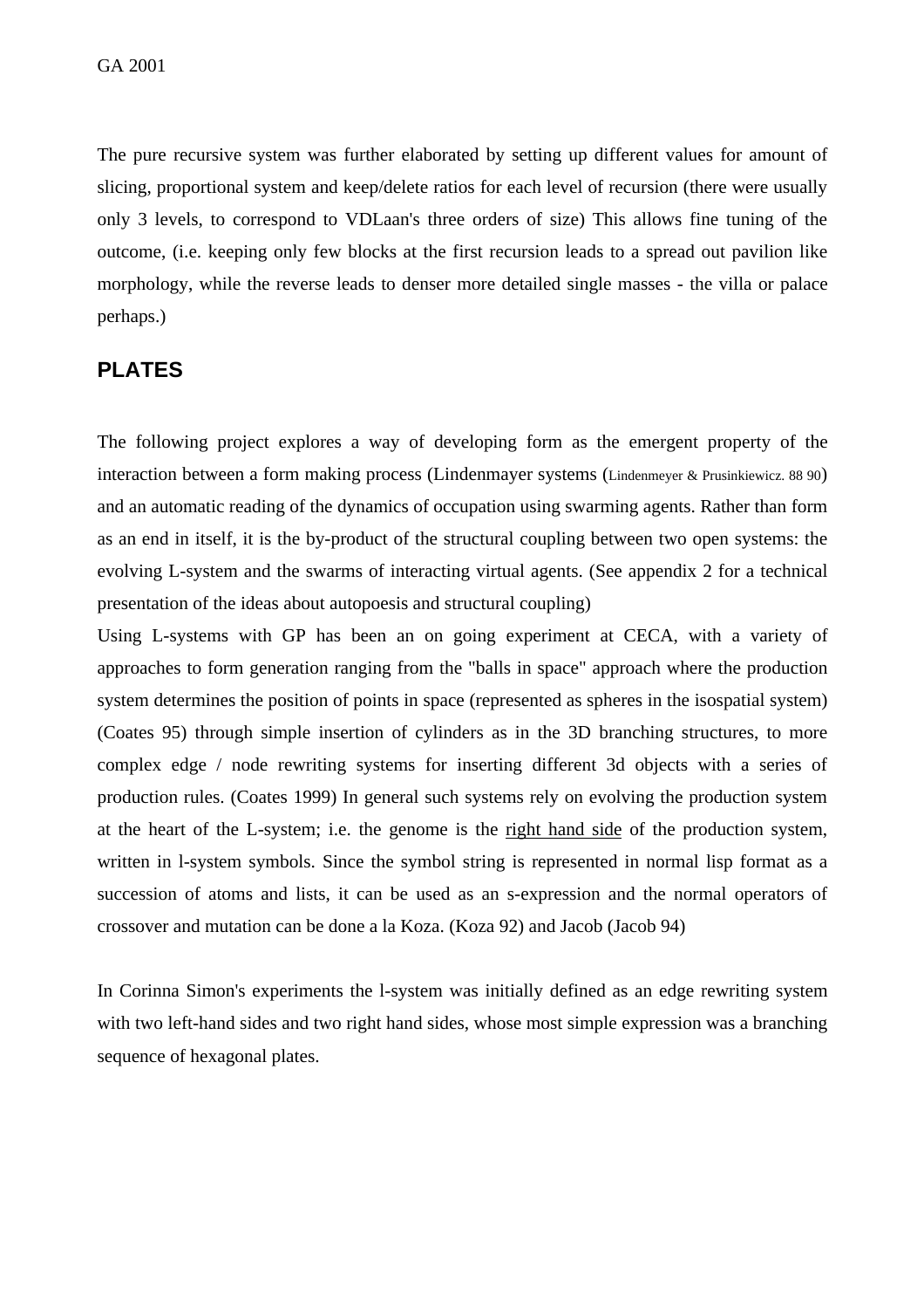The pure recursive system was further elaborated by setting up different values for amount of slicing, proportional system and keep/delete ratios for each level of recursion (there were usually only 3 levels, to correspond to VDLaan's three orders of size) This allows fine tuning of the outcome, (i.e. keeping only few blocks at the first recursion leads to a spread out pavilion like morphology, while the reverse leads to denser more detailed single masses - the villa or palace perhaps.)

## PLATES

The following project explores a way of developing form as the emergent property of the interaction between a form making process (Lindenmayer systems (Lindenmeyer & Prusinkiewicz. 88 90) and an automatic reading of the dynamics of occupation using swarming agents. Rather than form as an end in itself, it is the by-product of the structural coupling between two open systems: the evolving L-system and the swarms of interacting virtual agents. (See appendix 2 for a technical presentation of the ideas about autopoesis and structural coupling)

Using L-systems with GP has been an on going experiment at CECA, with a variety of approaches to form generation ranging from the "balls in space" approach where the production system determines the position of points in space (represented as spheres in the isospatial system) (Coates 95) through simple insertion of cylinders as in the 3D branching structures, to more complex edge / node rewriting systems for inserting different 3d objects with a series of production rules. (Coates 1999) In general such systems rely on evolving the production system at the heart of the L-system; i.e. the genome is the right hand side of the production system, written in l-system symbols. Since the symbol string is represented in normal lisp format as a succession of atoms and lists, it can be used as an s-expression and the normal operators of crossover and mutation can be done a la Koza. (Koza 92) and Jacob (Jacob 94)

In Corinna Simon's experiments the l-system was initially defined as an edge rewriting system with two left-hand sides and two right hand sides, whose most simple expression was a branching sequence of hexagonal plates.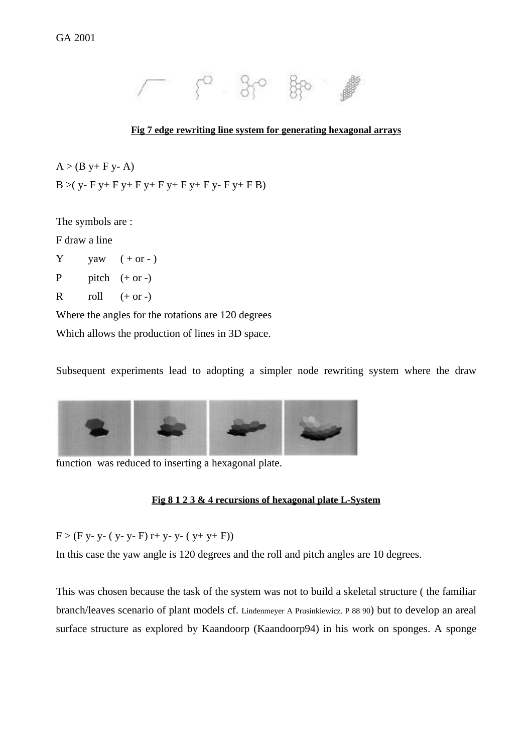**Fig 7 edge rewriting line system for generating hexagonal arrays**

A > (B y+ F y- A)

B >( y- F y+ F y+ F y+ F y+ F y+ F y- F y+ F B)

The symbols are :

F draw a line

Y yaw ( + or - )

P pitch (+ or -)

R roll (+ or -)

Where the angles for the rotations are 120 degrees

Which allows the production of lines in 3D space.

Subsequent experiments lead to adopting a simpler node rewriting system where the draw function was reduced to inserting a hexagonal plate.

**Fig 8 1 2 3 & 4 recursions of hexagonal plate L-System**

F > (F y- y- ( y- y- F) r+ y- y- ( y+ y+ F))

In this case the yaw angle is 120 degrees and the roll and pitch angles are 10 degrees.

This was chosen because the task of the system was not to build a skeletal structure ( the familiar branch/leaves scenario of plant models cf. Lindenmeyer A Prusinkiewicz. P 88 90) but to develop an areal surface structure as explored by Kaandoorp (Kaandoorp94) in his work on sponges. A sponge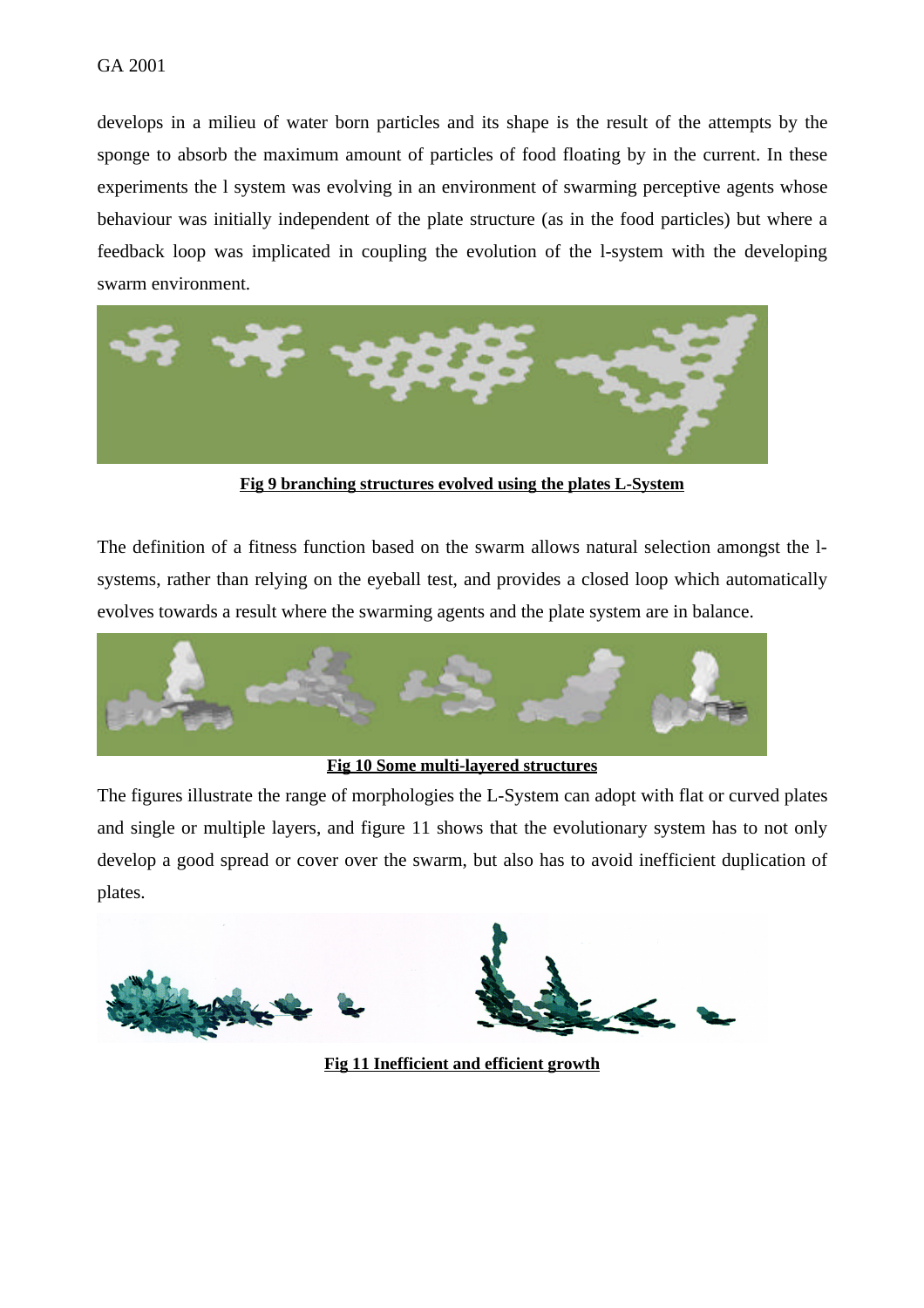develops in a milieu of water born particles and its shape is the result of the attempts by the sponge to absorb the maximum amount of particles of food floating by in the current. In these experiments the l system was evolving in an environment of swarming perceptive agents whose behaviour was initially independent of the plate structure (as in the food particles) but where a feedback loop was implicated in coupling the evolution of the l-system with the developing swarm environment.

**Fig 9 branching structures evolved using the plates L-System**

The definition of a fitness function based on the swarm allows natural selection amongst the l-systems, rather than relying on the eyeball test, and provides a closed loop which automatically evolves towards a result where the swarming agents and the plate system are in balance.

**Fig 10 Some multi-layered structures**

The figures illustrate the range of morphologies the L-System can adopt with flat or curved plates and single or multiple layers, and figure 11 shows that the evolutionary system has to not only develop a good spread or cover over the swarm, but also has to avoid inefficient duplication of plates.

**Fig 11 Inefficient and efficient growth**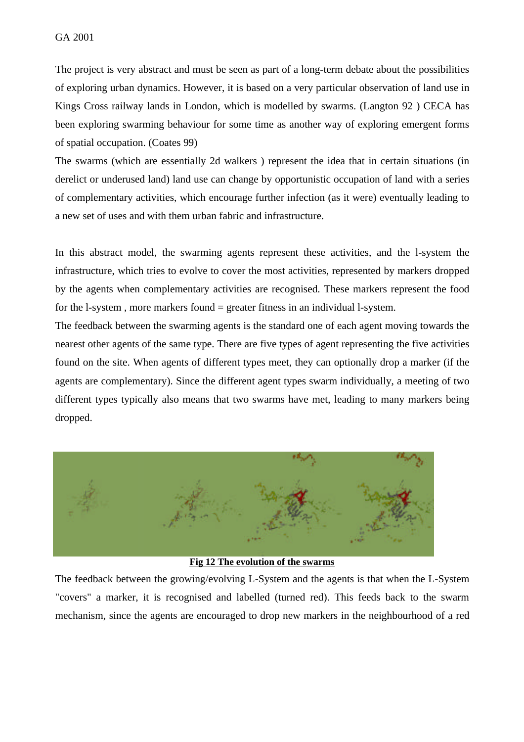The project is very abstract and must be seen as part of a long-term debate about the possibilities of exploring urban dynamics. However, it is based on a very particular observation of land use in Kings Cross railway lands in London, which is modelled by swarms. (Langton 92 ) CECA has been exploring swarming behaviour for some time as another way of exploring emergent forms of spatial occupation. (Coates 99)

The swarms (which are essentially 2d walkers ) represent the idea that in certain situations (in derelict or underused land) land use can change by opportunistic occupation of land with a series of complementary activities, which encourage further infection (as it were) eventually leading to a new set of uses and with them urban fabric and infrastructure.

In this abstract model, the swarming agents represent these activities, and the l-system the infrastructure, which tries to evolve to cover the most activities, represented by markers dropped by the agents when complementary activities are recognised. These markers represent the food for the l-system , more markers found = greater fitness in an individual l-system.

The feedback between the swarming agents is the standard one of each agent moving towards the nearest other agents of the same type. There are five types of agent representing the five activities found on the site. When agents of different types meet, they can optionally drop a marker (if the agents are complementary). Since the different agent types swarm individually, a meeting of two different types typically also means that two swarms have met, leading to many markers being dropped.

**Fig 12 The evolution of the swarms**

The feedback between the growing/evolving L-System and the agents is that when the L-System "covers" a marker, it is recognised and labelled (turned red). This feeds back to the swarm mechanism, since the agents are encouraged to drop new markers in the neighbourhood of a red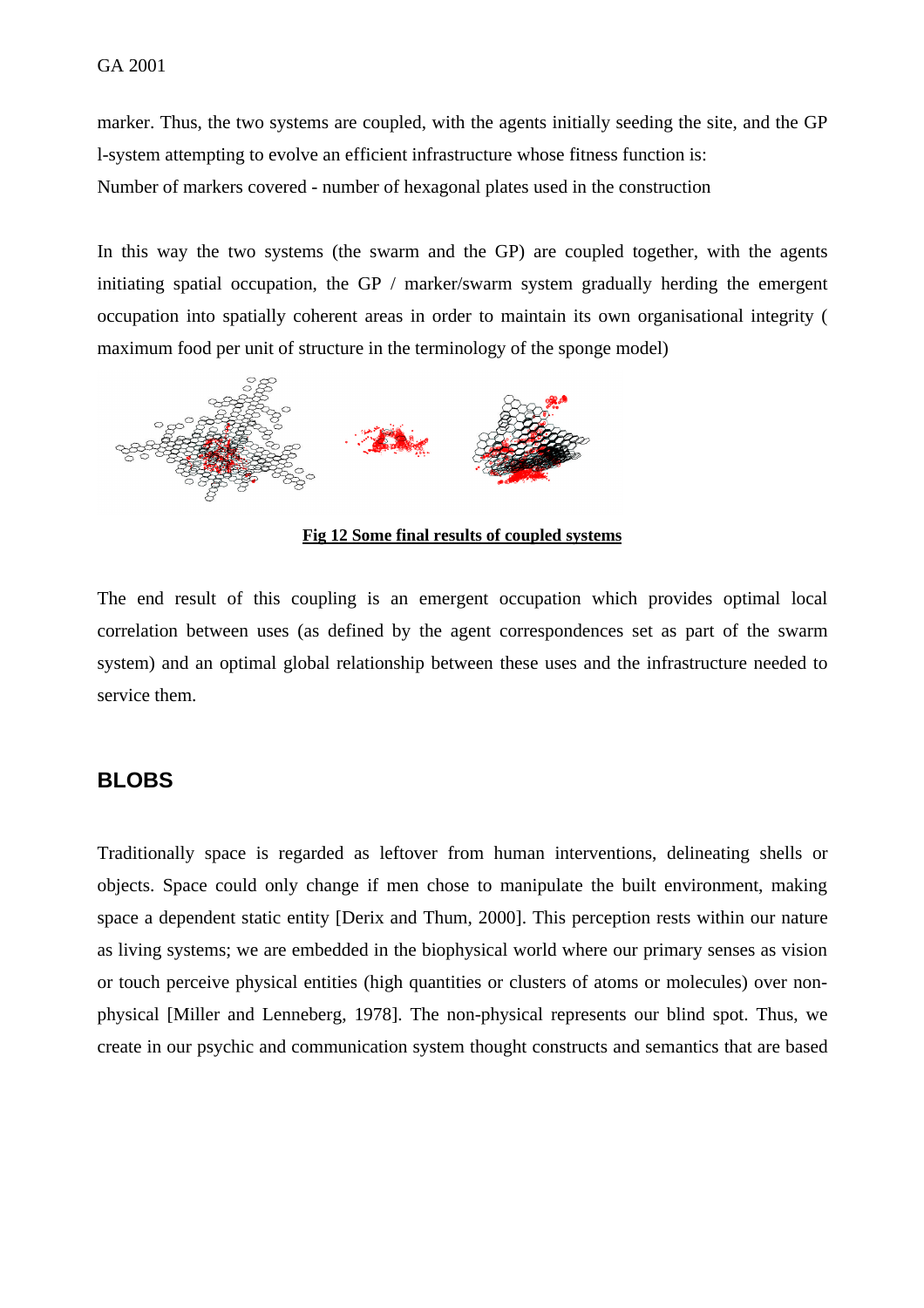marker. Thus, the two systems are coupled, with the agents initially seeding the site, and the GP l-system attempting to evolve an efficient infrastructure whose fitness function is:
Number of markers covered - number of hexagonal plates used in the construction

In this way the two systems (the swarm and the GP) are coupled together, with the agents initiating spatial occupation, the GP / marker/swarm system gradually herding the emergent occupation into spatially coherent areas in order to maintain its own organisational integrity ( maximum food per unit of structure in the terminology of the sponge model)

**Fig 12 Some final results of coupled systems**

The end result of this coupling is an emergent occupation which provides optimal local correlation between uses (as defined by the agent correspondences set as part of the swarm system) and an optimal global relationship between these uses and the infrastructure needed to service them.

## BLOBS

Traditionally space is regarded as leftover from human interventions, delineating shells or objects. Space could only change if men chose to manipulate the built environment, making space a dependent static entity [Derix and Thum, 2000]. This perception rests within our nature as living systems; we are embedded in the biophysical world where our primary senses as vision or touch perceive physical entities (high quantities or clusters of atoms or molecules) over non-physical [Miller and Lenneberg, 1978]. The non-physical represents our blind spot. Thus, we create in our psychic and communication system thought constructs and semantics that are based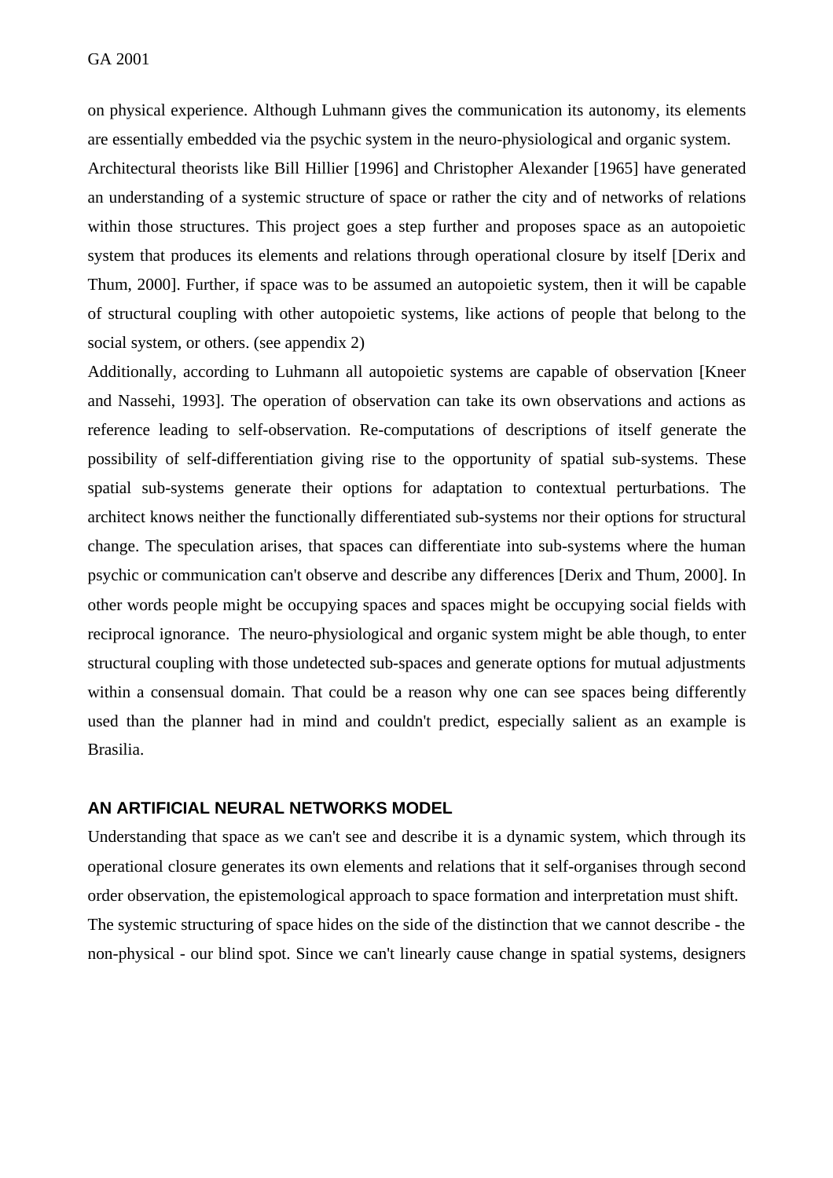on physical experience. Although Luhmann gives the communication its autonomy, its elements are essentially embedded via the psychic system in the neuro-physiological and organic system.

Architectural theorists like Bill Hillier [1996] and Christopher Alexander [1965] have generated an understanding of a systemic structure of space or rather the city and of networks of relations within those structures. This project goes a step further and proposes space as an autopoietic system that produces its elements and relations through operational closure by itself [Derix and Thum, 2000]. Further, if space was to be assumed an autopoietic system, then it will be capable of structural coupling with other autopoietic systems, like actions of people that belong to the social system, or others. (see appendix 2)

Additionally, according to Luhmann all autopoietic systems are capable of observation [Kneer and Nassehi, 1993]. The operation of observation can take its own observations and actions as reference leading to self-observation. Re-computations of descriptions of itself generate the possibility of self-differentiation giving rise to the opportunity of spatial sub-systems. These spatial sub-systems generate their options for adaptation to contextual perturbations. The architect knows neither the functionally differentiated sub-systems nor their options for structural change. The speculation arises, that spaces can differentiate into sub-systems where the human psychic or communication can't observe and describe any differences [Derix and Thum, 2000]. In other words people might be occupying spaces and spaces might be occupying social fields with reciprocal ignorance. The neuro-physiological and organic system might be able though, to enter structural coupling with those undetected sub-spaces and generate options for mutual adjustments within a consensual domain. That could be a reason why one can see spaces being differently used than the planner had in mind and couldn't predict, especially salient as an example is Brasilia.

## AN ARTIFICIAL NEURAL NETWORKS MODEL

Understanding that space as we can't see and describe it is a dynamic system, which through its operational closure generates its own elements and relations that it self-organises through second order observation, the epistemological approach to space formation and interpretation must shift.

The systemic structuring of space hides on the side of the distinction that we cannot describe - the non-physical - our blind spot. Since we can't linearly cause change in spatial systems, designers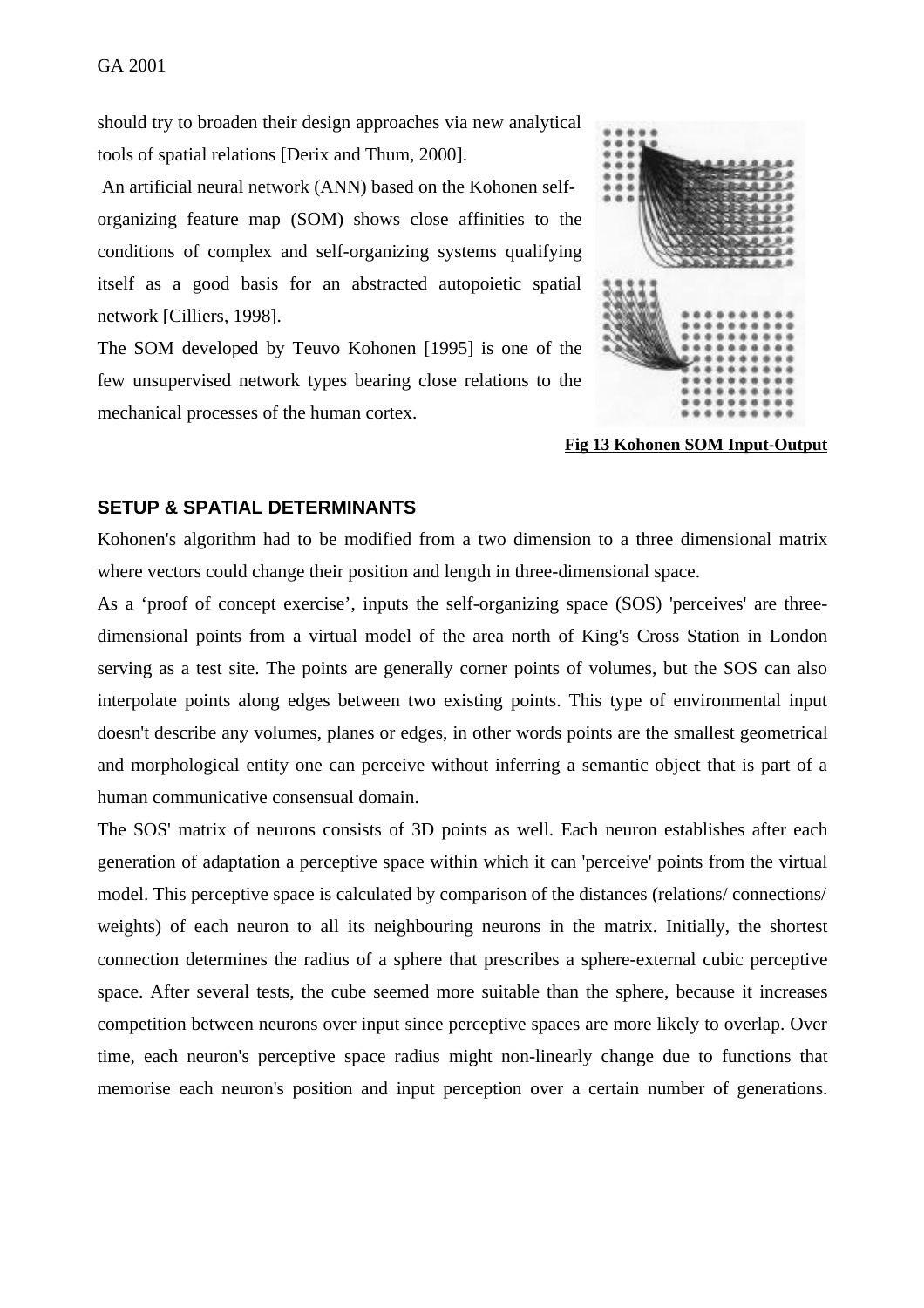should try to broaden their design approaches via new analytical tools of spatial relations [Derix and Thum, 2000].

An artificial neural network (ANN) based on the Kohonen self-organizing feature map (SOM) shows close affinities to the conditions of complex and self-organizing systems qualifying itself as a good basis for an abstracted autopoietic spatial network [Cilliers, 1998].

The SOM developed by Teuvo Kohonen [1995] is one of the few unsupervised network types bearing close relations to the mechanical processes of the human cortex.

**Fig 13 Kohonen SOM Input-Output**

## SETUP & SPATIAL DETERMINANTS

Kohonen's algorithm had to be modified from a two dimension to a three dimensional matrix where vectors could change their position and length in three-dimensional space.

As a 'proof of concept exercise', inputs the self-organizing space (SOS) 'perceives' are three-dimensional points from a virtual model of the area north of King's Cross Station in London serving as a test site. The points are generally corner points of volumes, but the SOS can also interpolate points along edges between two existing points. This type of environmental input doesn't describe any volumes, planes or edges, in other words points are the smallest geometrical and morphological entity one can perceive without inferring a semantic object that is part of a human communicative consensual domain.

The SOS' matrix of neurons consists of 3D points as well. Each neuron establishes after each generation of adaptation a perceptive space within which it can 'perceive' points from the virtual model. This perceptive space is calculated by comparison of the distances (relations/ connections/ weights) of each neuron to all its neighbouring neurons in the matrix. Initially, the shortest connection determines the radius of a sphere that prescribes a sphere-external cubic perceptive space. After several tests, the cube seemed more suitable than the sphere, because it increases competition between neurons over input since perceptive spaces are more likely to overlap. Over time, each neuron's perceptive space radius might non-linearly change due to functions that memorise each neuron's position and input perception over a certain number of generations.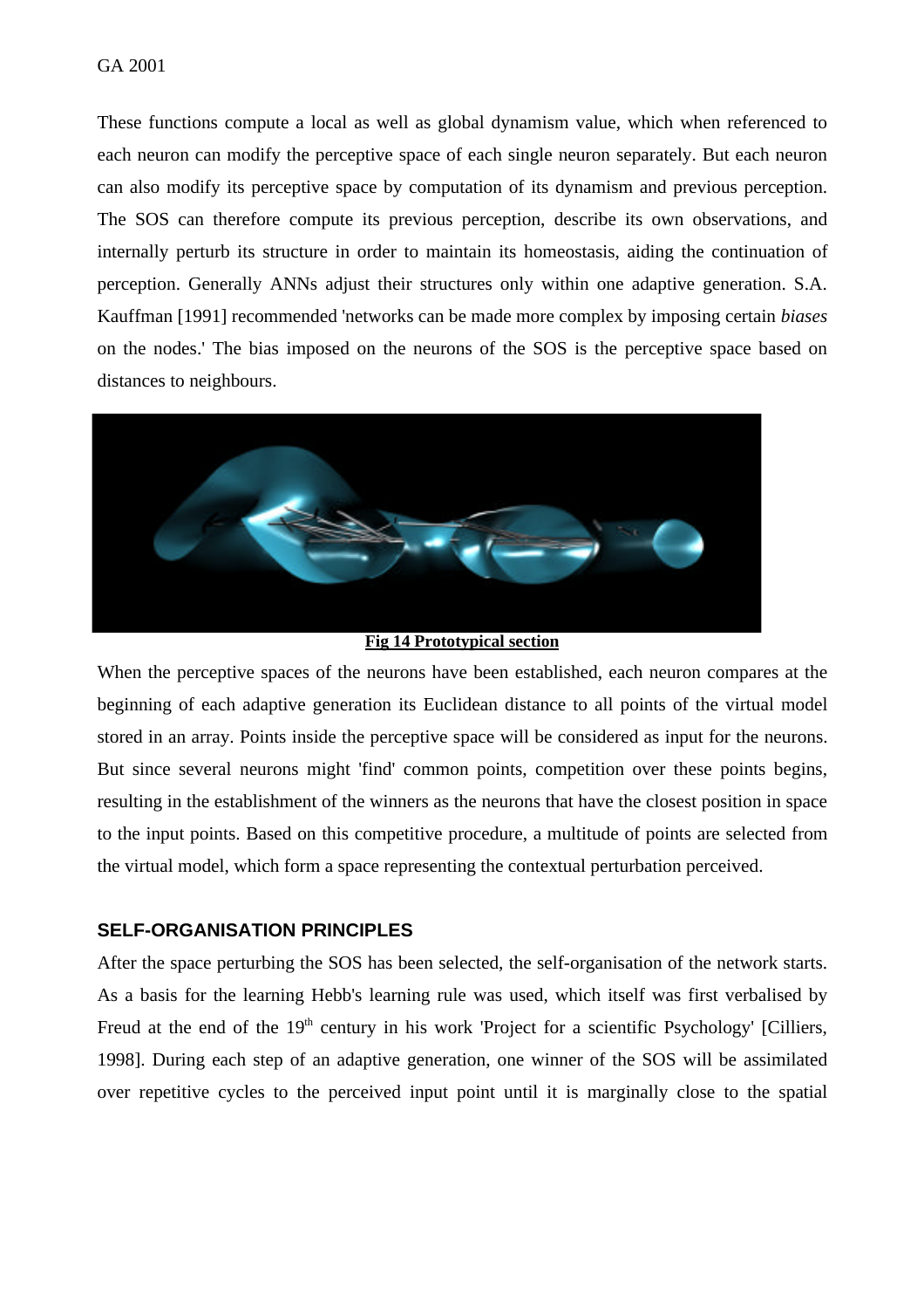These functions compute a local as well as global dynamism value, which when referenced to each neuron can modify the perceptive space of each single neuron separately. But each neuron can also modify its perceptive space by computation of its dynamism and previous perception. The SOS can therefore compute its previous perception, describe its own observations, and internally perturb its structure in order to maintain its homeostasis, aiding the continuation of perception. Generally ANNs adjust their structures only within one adaptive generation. S.A. Kauffman [1991] recommended 'networks can be made more complex by imposing certain *biases* on the nodes.' The bias imposed on the neurons of the SOS is the perceptive space based on distances to neighbours.

**Fig 14 Prototypical section**

When the perceptive spaces of the neurons have been established, each neuron compares at the beginning of each adaptive generation its Euclidean distance to all points of the virtual model stored in an array. Points inside the perceptive space will be considered as input for the neurons. But since several neurons might 'find' common points, competition over these points begins, resulting in the establishment of the winners as the neurons that have the closest position in space to the input points. Based on this competitive procedure, a multitude of points are selected from the virtual model, which form a space representing the contextual perturbation perceived.

## SELF-ORGANISATION PRINCIPLES

After the space perturbing the SOS has been selected, the self-organisation of the network starts. As a basis for the learning Hebb's learning rule was used, which itself was first verbalised by Freud at the end of the 19th century in his work 'Project for a scientific Psychology' [Cilliers, 1998]. During each step of an adaptive generation, one winner of the SOS will be assimilated over repetitive cycles to the perceived input point until it is marginally close to the spatial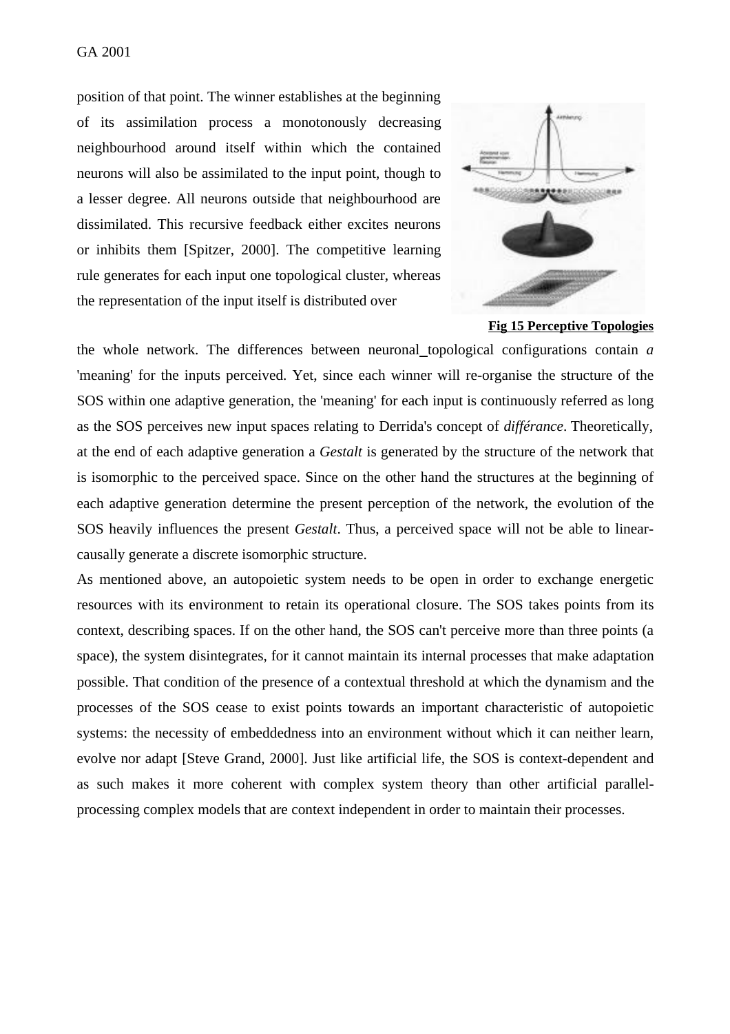position of that point. The winner establishes at the beginning of its assimilation process a monotonously decreasing neighbourhood around itself within which the contained neurons will also be assimilated to the input point, though to a lesser degree. All neurons outside that neighbourhood are dissimilated. This recursive feedback either excites neurons or inhibits them [Spitzer, 2000]. The competitive learning rule generates for each input one topological cluster, whereas the representation of the input itself is distributed over the whole network. The differences between neuronal_topological configurations contain *a* 'meaning' for the inputs perceived. Yet, since each winner will re-organise the structure of the SOS within one adaptive generation, the 'meaning' for each input is continuously referred as long as the SOS perceives new input spaces relating to Derrida's concept of *différance*. Theoretically, at the end of each adaptive generation a *Gestalt* is generated by the structure of the network that is isomorphic to the perceived space. Since on the other hand the structures at the beginning of each adaptive generation determine the present perception of the network, the evolution of the SOS heavily influences the present *Gestalt*. Thus, a perceived space will not be able to linear-causally generate a discrete isomorphic structure.

**Fig 15 Perceptive Topologies**

As mentioned above, an autopoietic system needs to be open in order to exchange energetic resources with its environment to retain its operational closure. The SOS takes points from its context, describing spaces. If on the other hand, the SOS can't perceive more than three points (a space), the system disintegrates, for it cannot maintain its internal processes that make adaptation possible. That condition of the presence of a contextual threshold at which the dynamism and the processes of the SOS cease to exist points towards an important characteristic of autopoietic systems: the necessity of embeddedness into an environment without which it can neither learn, evolve nor adapt [Steve Grand, 2000]. Just like artificial life, the SOS is context-dependent and as such makes it more coherent with complex system theory than other artificial parallel-processing complex models that are context independent in order to maintain their processes.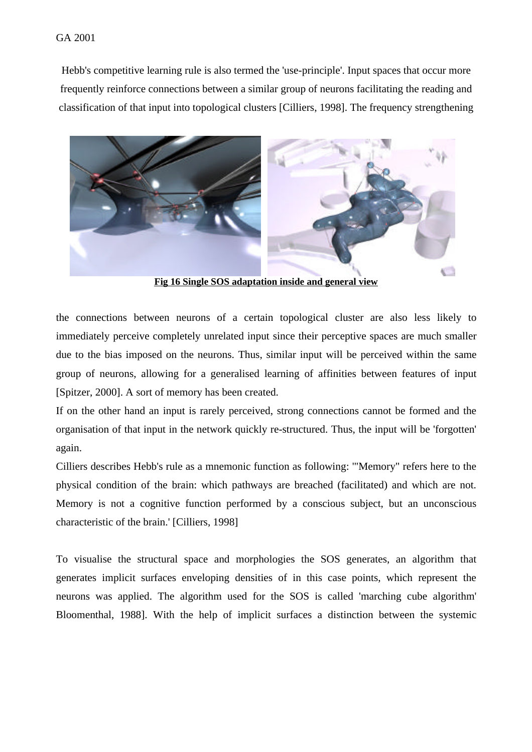Hebb's competitive learning rule is also termed the 'use-principle'. Input spaces that occur more frequently reinforce connections between a similar group of neurons facilitating the reading and classification of that input into topological clusters [Cilliers, 1998]. The frequency strengthening

**Fig 16 Single SOS adaptation inside and general view**

the connections between neurons of a certain topological cluster are also less likely to immediately perceive completely unrelated input since their perceptive spaces are much smaller due to the bias imposed on the neurons. Thus, similar input will be perceived within the same group of neurons, allowing for a generalised learning of affinities between features of input [Spitzer, 2000]. A sort of memory has been created.

If on the other hand an input is rarely perceived, strong connections cannot be formed and the organisation of that input in the network quickly re-structured. Thus, the input will be 'forgotten' again.

Cilliers describes Hebb's rule as a mnemonic function as following: '"Memory" refers here to the physical condition of the brain: which pathways are breached (facilitated) and which are not. Memory is not a cognitive function performed by a conscious subject, but an unconscious characteristic of the brain.' [Cilliers, 1998]

To visualise the structural space and morphologies the SOS generates, an algorithm that generates implicit surfaces enveloping densities of in this case points, which represent the neurons was applied. The algorithm used for the SOS is called 'marching cube algorithm' Bloomenthal, 1988]. With the help of implicit surfaces a distinction between the systemic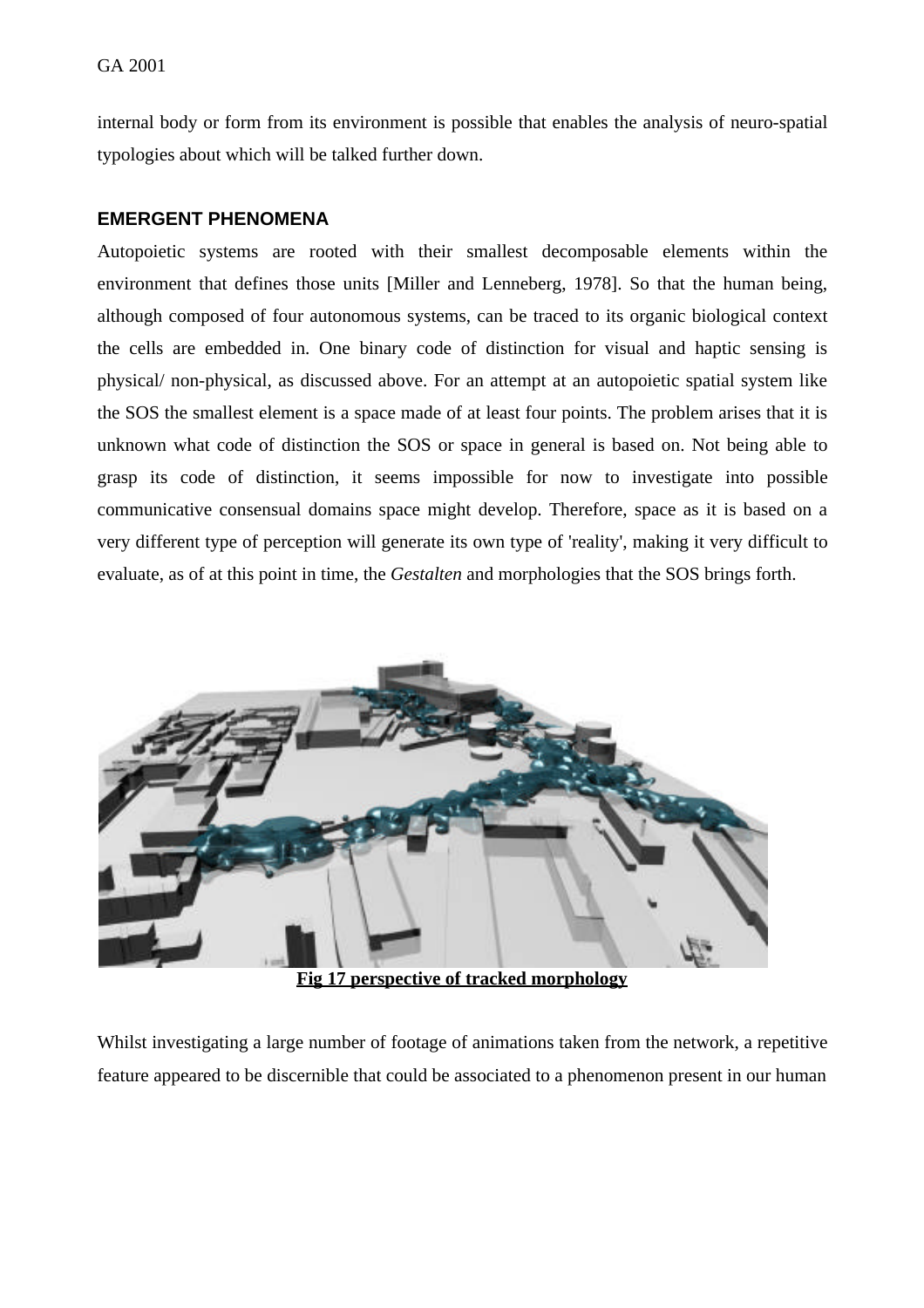internal body or form from its environment is possible that enables the analysis of neuro-spatial typologies about which will be talked further down.

## EMERGENT PHENOMENA

Autopoietic systems are rooted with their smallest decomposable elements within the environment that defines those units [Miller and Lenneberg, 1978]. So that the human being, although composed of four autonomous systems, can be traced to its organic biological context the cells are embedded in. One binary code of distinction for visual and haptic sensing is physical/ non-physical, as discussed above. For an attempt at an autopoietic spatial system like the SOS the smallest element is a space made of at least four points. The problem arises that it is unknown what code of distinction the SOS or space in general is based on. Not being able to grasp its code of distinction, it seems impossible for now to investigate into possible communicative consensual domains space might develop. Therefore, space as it is based on a very different type of perception will generate its own type of 'reality', making it very difficult to evaluate, as of at this point in time, the *Gestalten* and morphologies that the SOS brings forth.

**Fig 17 perspective of tracked morphology**

Whilst investigating a large number of footage of animations taken from the network, a repetitive feature appeared to be discernible that could be associated to a phenomenon present in our human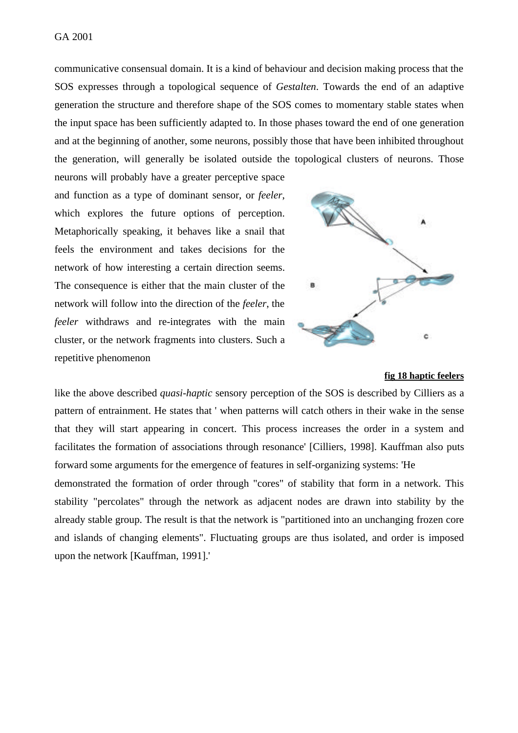communicative consensual domain. It is a kind of behaviour and decision making process that the SOS expresses through a topological sequence of *Gestalten*. Towards the end of an adaptive generation the structure and therefore shape of the SOS comes to momentary stable states when the input space has been sufficiently adapted to. In those phases toward the end of one generation and at the beginning of another, some neurons, possibly those that have been inhibited throughout the generation, will generally be isolated outside the topological clusters of neurons. Those neurons will probably have a greater perceptive space and function as a type of dominant sensor, or *feeler*, which explores the future options of perception. Metaphorically speaking, it behaves like a snail that feels the environment and takes decisions for the network of how interesting a certain direction seems. The consequence is either that the main cluster of the network will follow into the direction of the *feeler*, the *feeler* withdraws and re-integrates with the main cluster, or the network fragments into clusters. Such a repetitive phenomenon like the above described *quasi-haptic* sensory perception of the SOS is described by Cilliers as a pattern of entrainment. He states that ' when patterns will catch others in their wake in the sense that they will start appearing in concert. This process increases the order in a system and facilitates the formation of associations through resonance' [Cilliers, 1998]. Kauffman also puts forward some arguments for the emergence of features in self-organizing systems: 'He demonstrated the formation of order through "cores" of stability that form in a network. This stability "percolates" through the network as adjacent nodes are drawn into stability by the already stable group. The result is that the network is "partitioned into an unchanging frozen core and islands of changing elements". Fluctuating groups are thus isolated, and order is imposed upon the network [Kauffman, 1991].'

**fig 18 haptic feelers**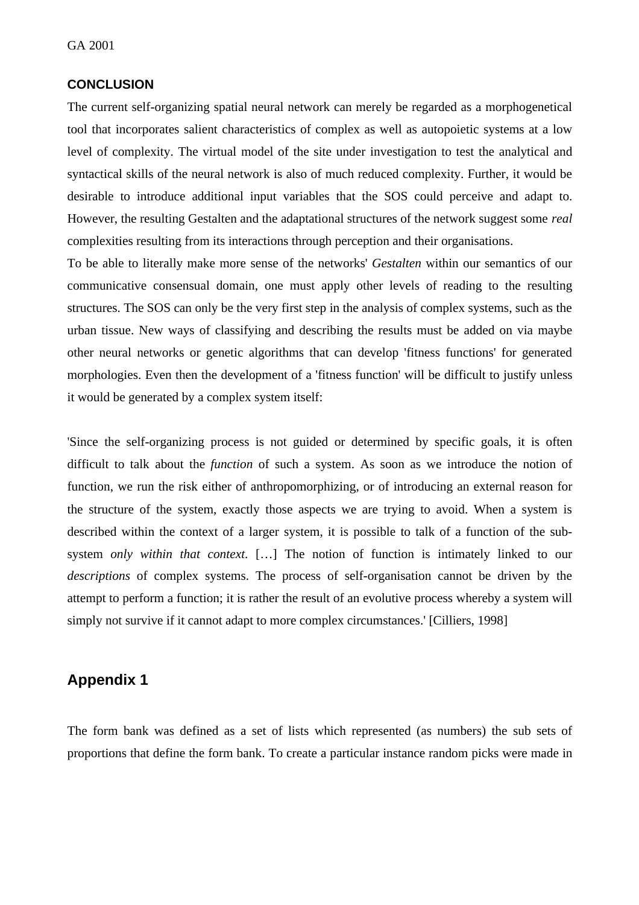## CONCLUSION

The current self-organizing spatial neural network can merely be regarded as a morphogenetical tool that incorporates salient characteristics of complex as well as autopoietic systems at a low level of complexity. The virtual model of the site under investigation to test the analytical and syntactical skills of the neural network is also of much reduced complexity. Further, it would be desirable to introduce additional input variables that the SOS could perceive and adapt to. However, the resulting Gestalten and the adaptational structures of the network suggest some *real* complexities resulting from its interactions through perception and their organisations.

To be able to literally make more sense of the networks' *Gestalten* within our semantics of our communicative consensual domain, one must apply other levels of reading to the resulting structures. The SOS can only be the very first step in the analysis of complex systems, such as the urban tissue. New ways of classifying and describing the results must be added on via maybe other neural networks or genetic algorithms that can develop 'fitness functions' for generated morphologies. Even then the development of a 'fitness function' will be difficult to justify unless it would be generated by a complex system itself:

'Since the self-organizing process is not guided or determined by specific goals, it is often difficult to talk about the *function* of such a system. As soon as we introduce the notion of function, we run the risk either of anthropomorphizing, or of introducing an external reason for the structure of the system, exactly those aspects we are trying to avoid. When a system is described within the context of a larger system, it is possible to talk of a function of the sub-system *only within that context*. […] The notion of function is intimately linked to our *descriptions* of complex systems. The process of self-organisation cannot be driven by the attempt to perform a function; it is rather the result of an evolutive process whereby a system will simply not survive if it cannot adapt to more complex circumstances.' [Cilliers, 1998]

## Appendix 1

The form bank was defined as a set of lists which represented (as numbers) the sub sets of proportions that define the form bank. To create a particular instance random picks were made in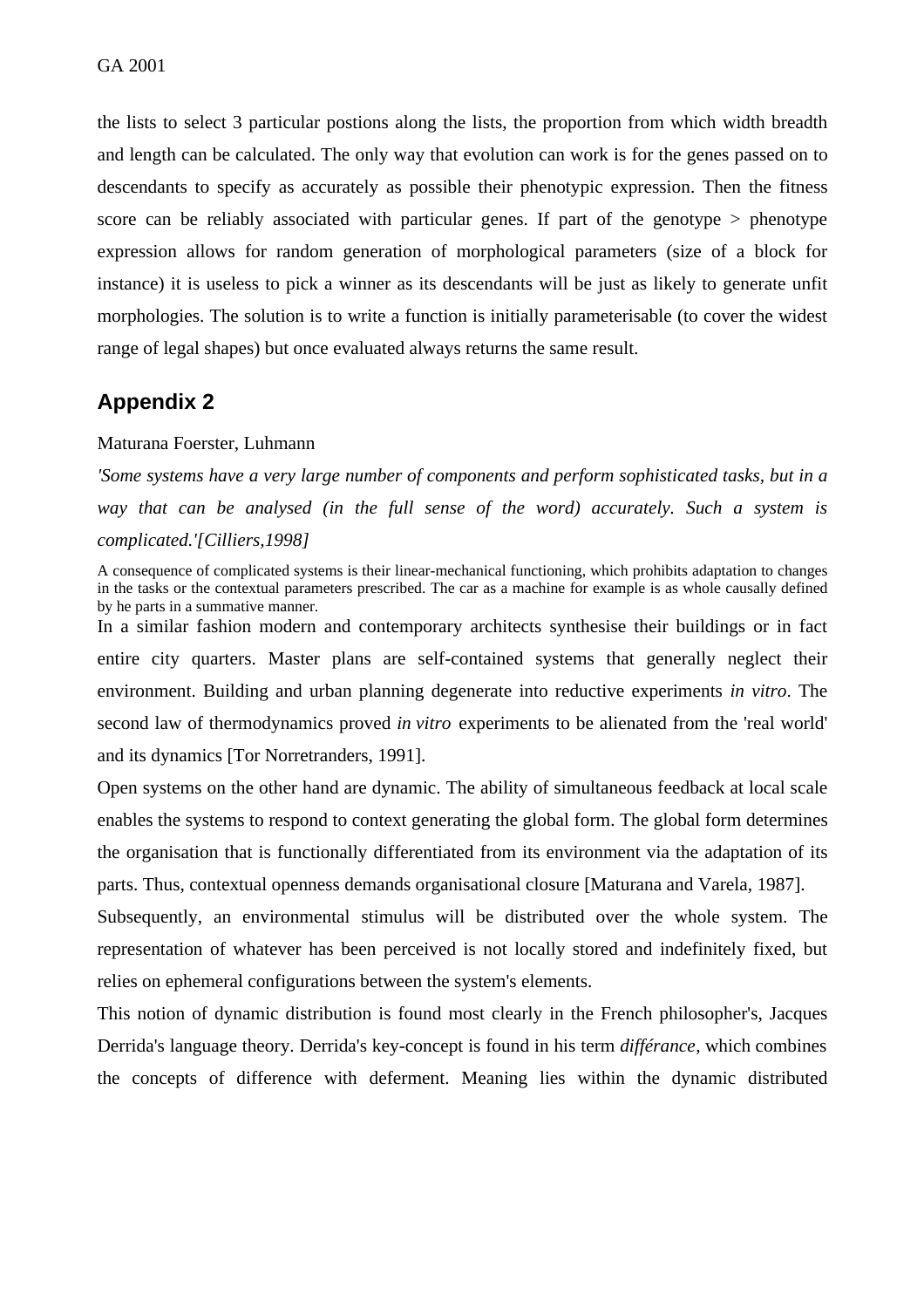the lists to select 3 particular postions along the lists, the proportion from which width breadth and length can be calculated. The only way that evolution can work is for the genes passed on to descendants to specify as accurately as possible their phenotypic expression. Then the fitness score can be reliably associated with particular genes. If part of the genotype > phenotype expression allows for random generation of morphological parameters (size of a block for instance) it is useless to pick a winner as its descendants will be just as likely to generate unfit morphologies. The solution is to write a function is initially parameterisable (to cover the widest range of legal shapes) but once evaluated always returns the same result.

## Appendix 2

Maturana Foerster, Luhmann

*'Some systems have a very large number of components and perform sophisticated tasks, but in a way that can be analysed (in the full sense of the word) accurately. Such a system is complicated.'[Cilliers,1998]*

A consequence of complicated systems is their linear-mechanical functioning, which prohibits adaptation to changes in the tasks or the contextual parameters prescribed. The car as a machine for example is as whole causally defined by he parts in a summative manner.

In a similar fashion modern and contemporary architects synthesise their buildings or in fact entire city quarters. Master plans are self-contained systems that generally neglect their environment. Building and urban planning degenerate into reductive experiments *in vitro*. The second law of thermodynamics proved *in vitro* experiments to be alienated from the 'real world' and its dynamics [Tor Norretranders, 1991].

Open systems on the other hand are dynamic. The ability of simultaneous feedback at local scale enables the systems to respond to context generating the global form. The global form determines the organisation that is functionally differentiated from its environment via the adaptation of its parts. Thus, contextual openness demands organisational closure [Maturana and Varela, 1987].

Subsequently, an environmental stimulus will be distributed over the whole system. The representation of whatever has been perceived is not locally stored and indefinitely fixed, but relies on ephemeral configurations between the system's elements.

This notion of dynamic distribution is found most clearly in the French philosopher's, Jacques Derrida's language theory. Derrida's key-concept is found in his term *différance*, which combines the concepts of difference with deferment. Meaning lies within the dynamic distributed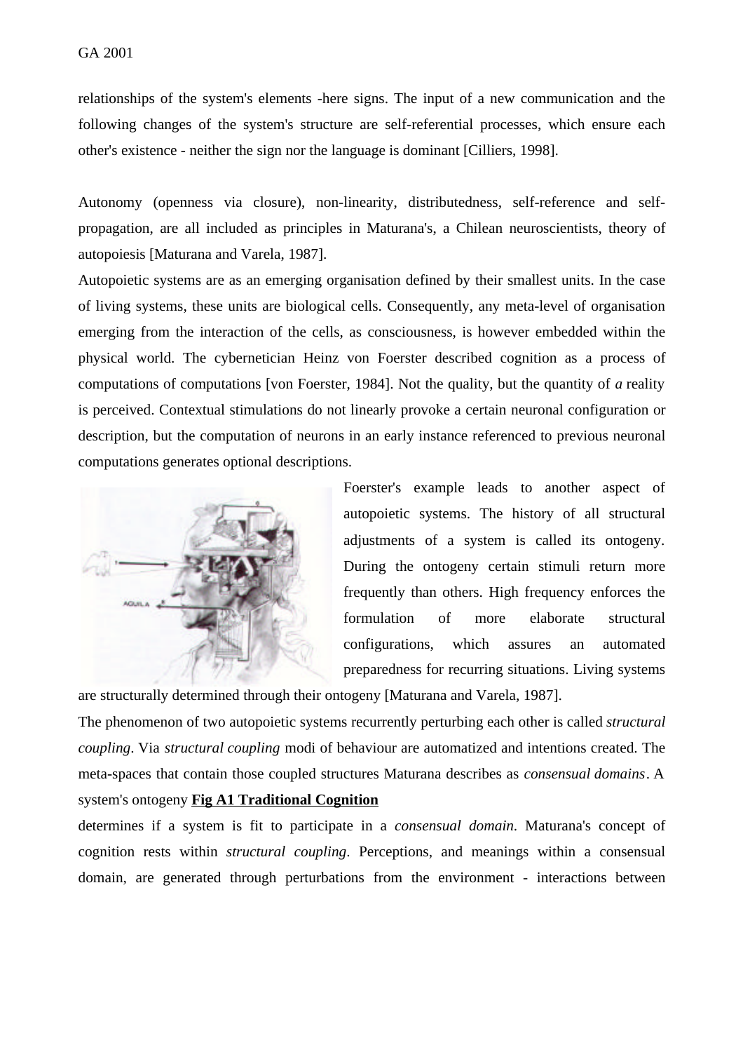relationships of the system's elements -here signs. The input of a new communication and the following changes of the system's structure are self-referential processes, which ensure each other's existence - neither the sign nor the language is dominant [Cilliers, 1998].

Autonomy (openness via closure), non-linearity, distributedness, self-reference and self-propagation, are all included as principles in Maturana's, a Chilean neuroscientists, theory of autopoiesis [Maturana and Varela, 1987].

Autopoietic systems are as an emerging organisation defined by their smallest units. In the case of living systems, these units are biological cells. Consequently, any meta-level of organisation emerging from the interaction of the cells, as consciousness, is however embedded within the physical world. The cybernetician Heinz von Foerster described cognition as a process of computations of computations [von Foerster, 1984]. Not the quality, but the quantity of *a* reality is perceived. Contextual stimulations do not linearly provoke a certain neuronal configuration or description, but the computation of neurons in an early instance referenced to previous neuronal computations generates optional descriptions.

Foerster's example leads to another aspect of autopoietic systems. The history of all structural adjustments of a system is called its ontogeny. During the ontogeny certain stimuli return more frequently than others. High frequency enforces the formulation of more elaborate structural configurations, which assures an automated preparedness for recurring situations. Living systems are structurally determined through their ontogeny [Maturana and Varela, 1987].

**Fig A1 Traditional Cognition**

The phenomenon of two autopoietic systems recurrently perturbing each other is called *structural coupling*. Via *structural coupling* modi of behaviour are automatized and intentions created. The meta-spaces that contain those coupled structures Maturana describes as *consensual domains*. A system's ontogeny determines if a system is fit to participate in a *consensual domain*. Maturana's concept of cognition rests within *structural coupling*. Perceptions, and meanings within a consensual domain, are generated through perturbations from the environment - interactions between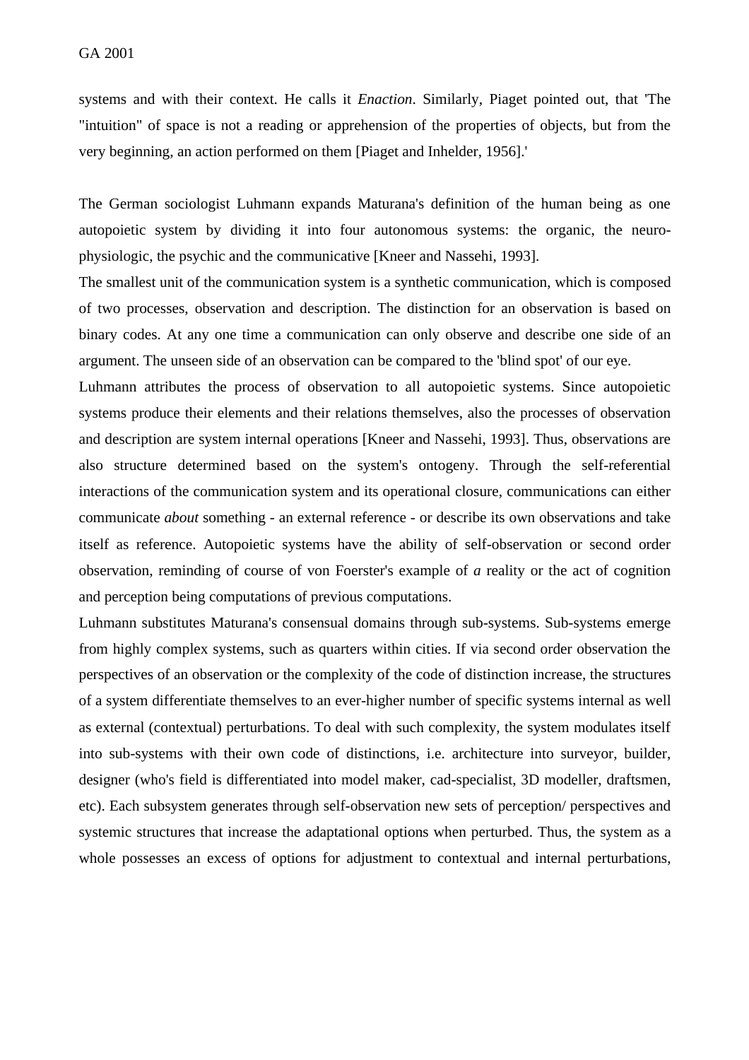systems and with their context. He calls it *Enaction*. Similarly, Piaget pointed out, that 'The "intuition" of space is not a reading or apprehension of the properties of objects, but from the very beginning, an action performed on them [Piaget and Inhelder, 1956].'

The German sociologist Luhmann expands Maturana's definition of the human being as one autopoietic system by dividing it into four autonomous systems: the organic, the neuro-physiologic, the psychic and the communicative [Kneer and Nassehi, 1993].

The smallest unit of the communication system is a synthetic communication, which is composed of two processes, observation and description. The distinction for an observation is based on binary codes. At any one time a communication can only observe and describe one side of an argument. The unseen side of an observation can be compared to the 'blind spot' of our eye.

Luhmann attributes the process of observation to all autopoietic systems. Since autopoietic systems produce their elements and their relations themselves, also the processes of observation and description are system internal operations [Kneer and Nassehi, 1993]. Thus, observations are also structure determined based on the system's ontogeny. Through the self-referential interactions of the communication system and its operational closure, communications can either communicate *about* something - an external reference - or describe its own observations and take itself as reference. Autopoietic systems have the ability of self-observation or second order observation, reminding of course of von Foerster's example of *a* reality or the act of cognition and perception being computations of previous computations.

Luhmann substitutes Maturana's consensual domains through sub-systems. Sub-systems emerge from highly complex systems, such as quarters within cities. If via second order observation the perspectives of an observation or the complexity of the code of distinction increase, the structures of a system differentiate themselves to an ever-higher number of specific systems internal as well as external (contextual) perturbations. To deal with such complexity, the system modulates itself into sub-systems with their own code of distinctions, i.e. architecture into surveyor, builder, designer (who's field is differentiated into model maker, cad-specialist, 3D modeller, draftsmen, etc). Each subsystem generates through self-observation new sets of perception/ perspectives and systemic structures that increase the adaptational options when perturbed. Thus, the system as a whole possesses an excess of options for adjustment to contextual and internal perturbations,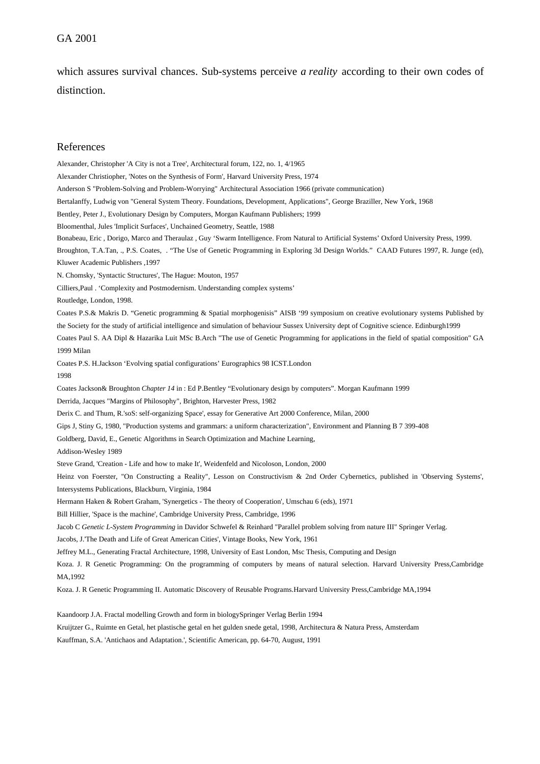which assures survival chances. Sub-systems perceive *a reality* according to their own codes of distinction.

## References

Alexander, Christopher 'A City is not a Tree', Architectural forum, 122, no. 1, 4/1965

Alexander Christiopher, 'Notes on the Synthesis of Form', Harvard University Press, 1974

Anderson S "Problem-Solving and Problem-Worrying" Architectural Association 1966 (private communication)

Bertalanffy, Ludwig von "General System Theory. Foundations, Development, Applications", George Braziller, New York, 1968

Bentley, Peter J., Evolutionary Design by Computers, Morgan Kaufmann Publishers; 1999

Bloomenthal, Jules 'Implicit Surfaces', Unchained Geometry, Seattle, 1988

Bonabeau, Eric , Dorigo, Marco and Theraulaz , Guy 'Swarm Intelligence. From Natural to Artificial Systems' Oxford University Press, 1999.

Broughton, T.A.Tan, ., P.S. Coates, . "The Use of Genetic Programming in Exploring 3d Design Worlds." CAAD Futures 1997, R. Junge (ed), Kluwer Academic Publishers ,1997

N. Chomsky, 'Syntactic Structures', The Hague: Mouton, 1957

Cilliers,Paul . 'Complexity and Postmodernism. Understanding complex systems'
Routledge, London, 1998.

Coates P.S.& Makris D. "Genetic programming & Spatial morphogenisis" AISB '99 symposium on creative evolutionary systems Published by the Society for the study of artificial intelligence and simulation of behaviour Sussex University dept of Cognitive science. Edinburgh1999

Coates Paul S. AA Dipl & Hazarika Luit MSc B.Arch "The use of Genetic Programming for applications in the field of spatial composition" GA 1999 Milan

Coates P.S. H.Jackson 'Evolving spatial configurations' Eurographics 98 ICST.London
1998

Coates Jackson& Broughton *Chapter 14* in : Ed P.Bentley "Evolutionary design by computers". Morgan Kaufmann 1999

Derrida, Jacques "Margins of Philosophy", Brighton, Harvester Press, 1982

Derix C. and Thum, R.'soS: self-organizing Space', essay for Generative Art 2000 Conference, Milan, 2000

Gips J, Stiny G, 1980, "Production systems and grammars: a uniform characterization", Environment and Planning B 7 399-408

Goldberg, David, E., Genetic Algorithms in Search Optimization and Machine Learning,
Addison-Wesley 1989

Steve Grand, 'Creation - Life and how to make It', Weidenfeld and Nicoloson, London, 2000

Heinz von Foerster, "On Constructing a Reality", Lesson on Constructivism & 2nd Order Cybernetics, published in 'Observing Systems', Intersystems Publications, Blackburn, Virginia, 1984

Hermann Haken & Robert Graham, 'Synergetics - The theory of Cooperation', Umschau 6 (eds), 1971

Bill Hillier, 'Space is the machine', Cambridge University Press, Cambridge, 1996

Jacob C *Genetic L-System Programming* in Davidor Schwefel & Reinhard "Parallel problem solving from nature III" Springer Verlag.

Jacobs, J.'The Death and Life of Great American Cities', Vintage Books, New York, 1961

Jeffrey M.L., Generating Fractal Architecture, 1998, University of East London, Msc Thesis, Computing and Design

Koza. J. R Genetic Programming: On the programming of computers by means of natural selection. Harvard University Press,Cambridge MA,1992

Koza. J. R Genetic Programming II. Automatic Discovery of Reusable Programs.Harvard University Press,Cambridge MA,1994

Kaandoorp J.A. Fractal modelling Growth and form in biologySpringer Verlag Berlin 1994

Kruijtzer G., Ruimte en Getal, het plastische getal en het gulden snede getal, 1998, Architectura & Natura Press, Amsterdam

Kauffman, S.A. 'Antichaos and Adaptation.', Scientific American, pp. 64-70, August, 1991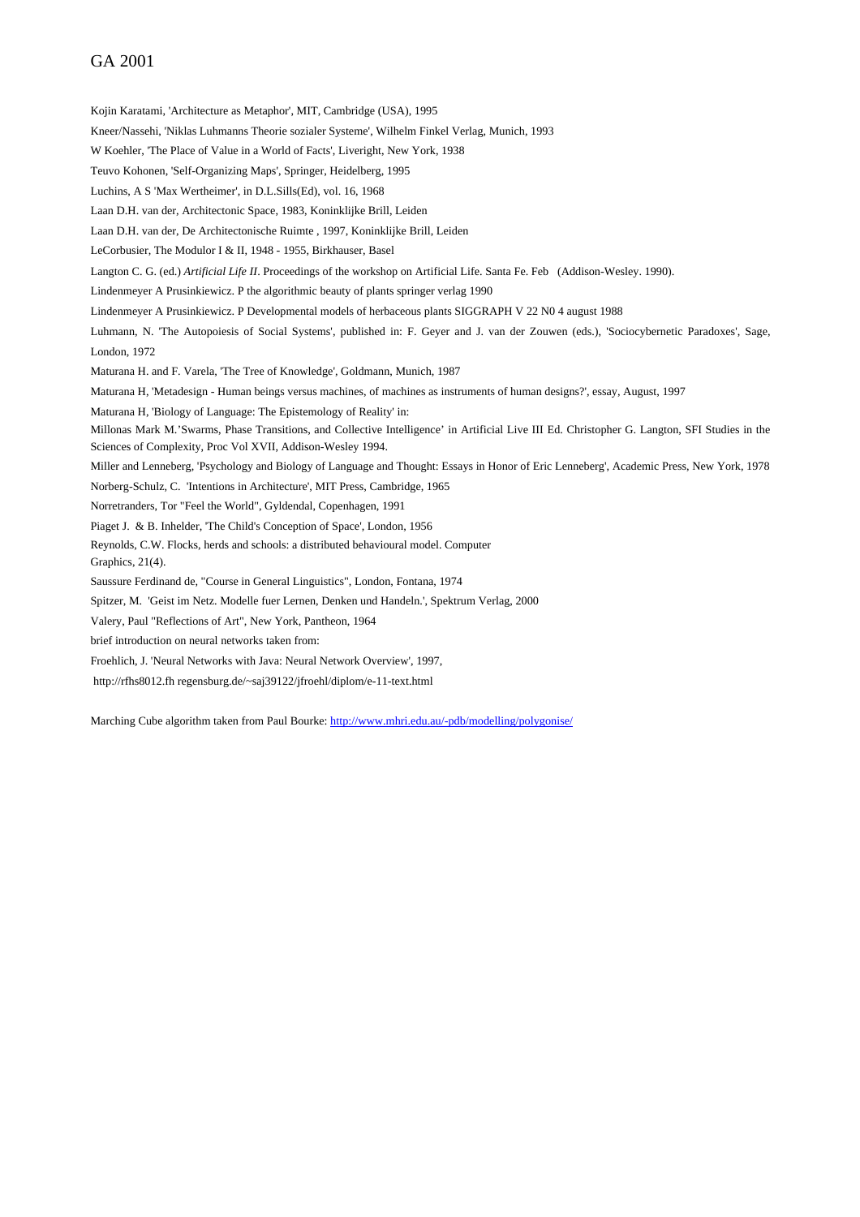Kojin Karatami, 'Architecture as Metaphor', MIT, Cambridge (USA), 1995

Kneer/Nassehi, 'Niklas Luhmanns Theorie sozialer Systeme', Wilhelm Finkel Verlag, Munich, 1993

W Koehler, 'The Place of Value in a World of Facts', Liveright, New York, 1938

Teuvo Kohonen, 'Self-Organizing Maps', Springer, Heidelberg, 1995

Luchins, A S 'Max Wertheimer', in D.L.Sills(Ed), vol. 16, 1968

Laan D.H. van der, Architectonic Space, 1983, Koninklijke Brill, Leiden

Laan D.H. van der, De Architectonische Ruimte , 1997, Koninklijke Brill, Leiden

LeCorbusier, The Modulor I & II, 1948 - 1955, Birkhauser, Basel

Langton C. G. (ed.) *Artificial Life II*. Proceedings of the workshop on Artificial Life. Santa Fe. Feb (Addison-Wesley. 1990).

Lindenmeyer A Prusinkiewicz. P the algorithmic beauty of plants springer verlag 1990

Lindenmeyer A Prusinkiewicz. P Developmental models of herbaceous plants SIGGRAPH V 22 N0 4 august 1988

Luhmann, N. 'The Autopoiesis of Social Systems', published in: F. Geyer and J. van der Zouwen (eds.), 'Sociocybernetic Paradoxes', Sage, London, 1972

Maturana H. and F. Varela, 'The Tree of Knowledge', Goldmann, Munich, 1987

Maturana H, 'Metadesign - Human beings versus machines, of machines as instruments of human designs?', essay, August, 1997

Maturana H, 'Biology of Language: The Epistemology of Reality' in:

Millonas Mark M.'Swarms, Phase Transitions, and Collective Intelligence' in Artificial Live III Ed. Christopher G. Langton, SFI Studies in the Sciences of Complexity, Proc Vol XVII, Addison-Wesley 1994.

Miller and Lenneberg, 'Psychology and Biology of Language and Thought: Essays in Honor of Eric Lenneberg', Academic Press, New York, 1978

Norberg-Schulz, C. 'Intentions in Architecture', MIT Press, Cambridge, 1965

Norretranders, Tor "Feel the World", Gyldendal, Copenhagen, 1991

Piaget J. & B. Inhelder, 'The Child's Conception of Space', London, 1956

Reynolds, C.W. Flocks, herds and schools: a distributed behavioural model. Computer Graphics, 21(4).

Saussure Ferdinand de, "Course in General Linguistics", London, Fontana, 1974

Spitzer, M. 'Geist im Netz. Modelle fuer Lernen, Denken und Handeln.', Spektrum Verlag, 2000

Valery, Paul "Reflections of Art", New York, Pantheon, 1964

brief introduction on neural networks taken from:

Froehlich, J. 'Neural Networks with Java: Neural Network Overview', 1997,

http://rfhs8012.fh regensburg.de/~saj39122/jfroehl/diplom/e-11-text.html

Marching Cube algorithm taken from Paul Bourke: http://www.mhri.edu.au/-pdb/modelling/polygonise/